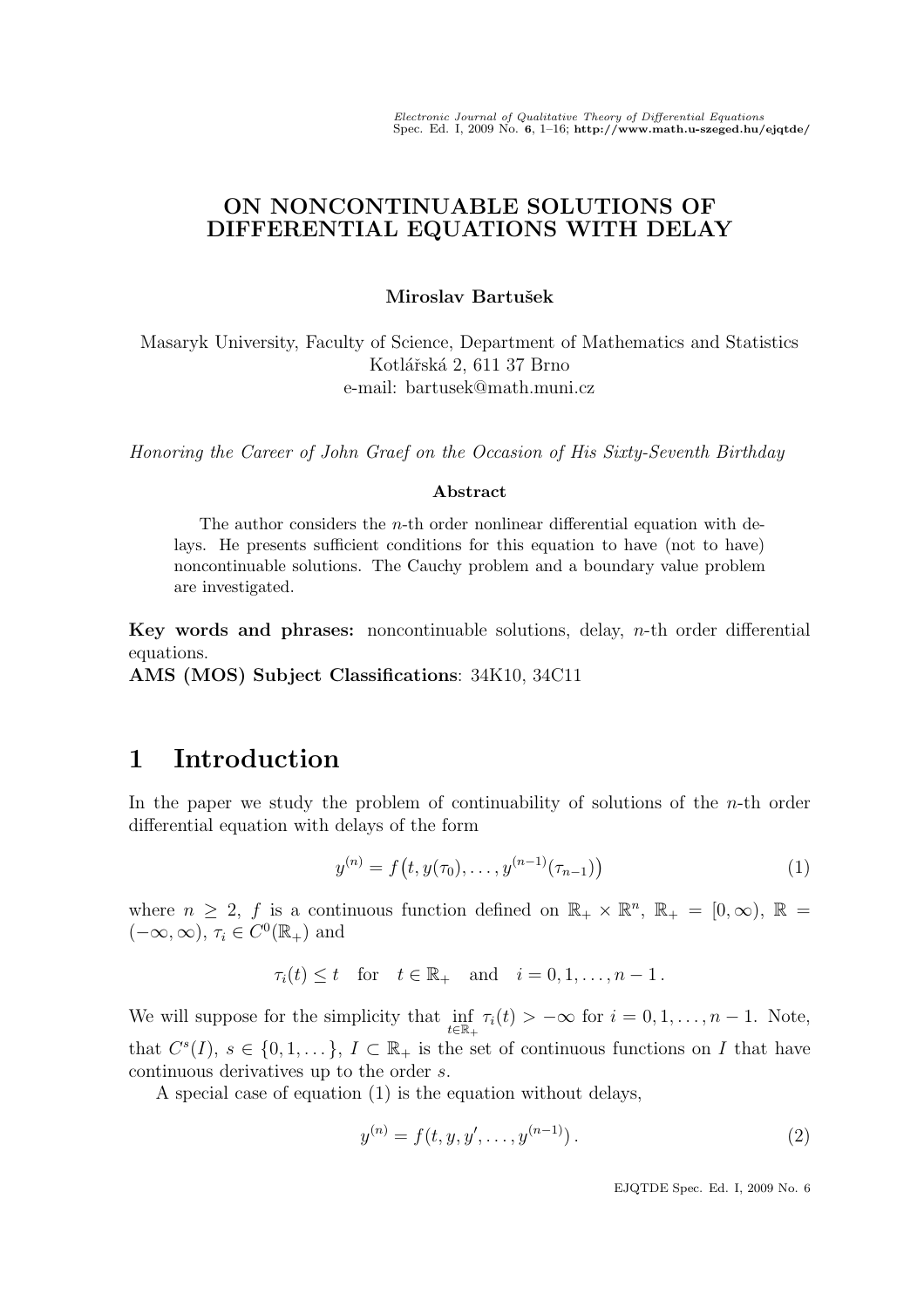# ON NONCONTINUABLE SOLUTIONS OF DIFFERENTIAL EQUATIONS WITH DELAY

**Miroslav Bartušek**

Masaryk University, Faculty of Science, Department of Mathematics and Statistics
Kotlářská 2, 611 37 Brno
e-mail: bartusek@math.muni.cz

*Honoring the Career of John Graef on the Occasion of His Sixty-Seventh Birthday*

**Abstract**

The author considers the $n$-th order nonlinear differential equation with delays. He presents sufficient conditions for this equation to have (not to have) noncontinuable solutions. The Cauchy problem and a boundary value problem are investigated.

**Key words and phrases:** noncontinuable solutions, delay, $n$-th order differential equations.
**AMS (MOS) Subject Classifications**: 34K10, 34C11

# 1 Introduction

In the paper we study the problem of continuability of solutions of the $n$-th order differential equation with delays of the form

$$y^{(n)} = f\big(t, y(\tau_0), \dots, y^{(n-1)}(\tau_{n-1})\big) \tag{1}$$

where $n \geq 2$, $f$ is a continuous function defined on $\mathbb{R}_+ \times \mathbb{R}^n$, $\mathbb{R}_+ = [0, \infty)$, $\mathbb{R} = (-\infty, \infty)$, $\tau_i \in C^0(\mathbb{R}_+)$ and

$$\tau_i(t) \leq t \quad \text{for} \quad t \in \mathbb{R}_+ \quad \text{and} \quad i = 0, 1, \dots, n-1\,.$$

We will suppose for the simplicity that $\inf\limits_{t \in \mathbb{R}_+} \tau_i(t) > -\infty$ for $i = 0, 1, \dots, n-1$. Note, that $C^s(I)$, $s \in \{0, 1, \dots\}$, $I \subset \mathbb{R}_+$ is the set of continuous functions on $I$ that have continuous derivatives up to the order $s$.

A special case of equation (1) is the equation without delays,

$$y^{(n)} = f(t, y, y', \dots, y^{(n-1)})\,. \tag{2}$$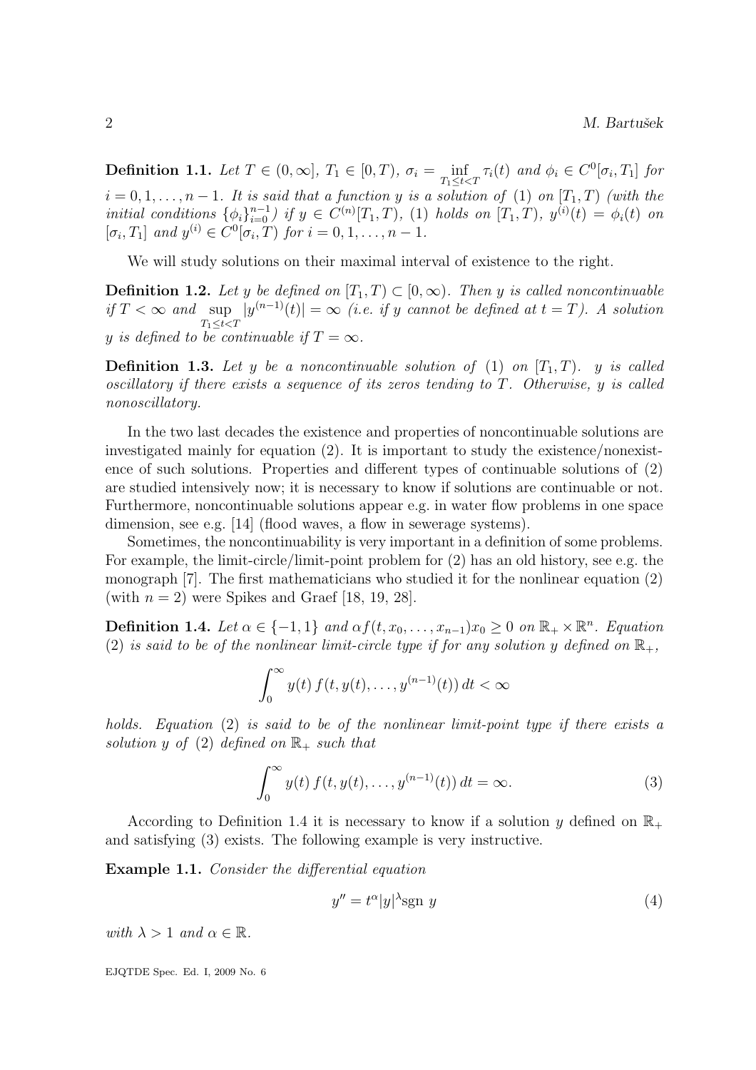**Definition 1.1.** *Let $T \in (0, \infty]$, $T_1 \in [0, T)$, $\sigma_i = \inf_{T_1 \le t < T} \tau_i(t)$ and $\phi_i \in C^0[\sigma_i, T_1]$ for $i = 0, 1, \ldots, n-1$. It is said that a function $y$ is a solution of (1) on $[T_1, T)$ (with the initial conditions $\{\phi_i\}_{i=0}^{n-1}$) if $y \in C^{(n)}[T_1, T)$, (1) holds on $[T_1, T)$, $y^{(i)}(t) = \phi_i(t)$ on $[\sigma_i, T_1]$ and $y^{(i)} \in C^0[\sigma_i, T)$ for $i = 0, 1, \ldots, n-1$.*

We will study solutions on their maximal interval of existence to the right.

**Definition 1.2.** *Let $y$ be defined on $[T_1, T) \subset [0, \infty)$. Then $y$ is called noncontinuable if $T < \infty$ and $\sup_{T_1 \le t < T} |y^{(n-1)}(t)| = \infty$ (i.e. if $y$ cannot be defined at $t = T$). A solution $y$ is defined to be continuable if $T = \infty$.*

**Definition 1.3.** *Let $y$ be a noncontinuable solution of (1) on $[T_1, T)$. $y$ is called oscillatory if there exists a sequence of its zeros tending to $T$. Otherwise, $y$ is called nonoscillatory.*

In the two last decades the existence and properties of noncontinuable solutions are investigated mainly for equation (2). It is important to study the existence/nonexistence of such solutions. Properties and different types of continuable solutions of (2) are studied intensively now; it is necessary to know if solutions are continuable or not. Furthermore, noncontinuable solutions appear e.g. in water flow problems in one space dimension, see e.g. [14] (flood waves, a flow in sewerage systems).

Sometimes, the noncontinuability is very important in a definition of some problems. For example, the limit-circle/limit-point problem for (2) has an old history, see e.g. the monograph [7]. The first mathematicians who studied it for the nonlinear equation (2) (with $n = 2$) were Spikes and Graef [18, 19, 28].

**Definition 1.4.** *Let $\alpha \in \{-1, 1\}$ and $\alpha f(t, x_0, \ldots, x_{n-1}) x_0 \ge 0$ on $\mathbb{R}_+ \times \mathbb{R}^n$. Equation (2) is said to be of the nonlinear limit-circle type if for any solution $y$ defined on $\mathbb{R}_+$,*

$$\int_0^\infty y(t)\, f(t, y(t), \ldots, y^{(n-1)}(t))\, dt < \infty$$

*holds. Equation (2) is said to be of the nonlinear limit-point type if there exists a solution $y$ of (2) defined on $\mathbb{R}_+$ such that*

$$\int_0^\infty y(t)\, f(t, y(t), \ldots, y^{(n-1)}(t))\, dt = \infty. \tag{3}$$

According to Definition 1.4 it is necessary to know if a solution $y$ defined on $\mathbb{R}_+$ and satisfying (3) exists. The following example is very instructive.

**Example 1.1.** *Consider the differential equation*

$$y'' = t^\alpha |y|^\lambda \operatorname{sgn} y \tag{4}$$

*with $\lambda > 1$ and $\alpha \in \mathbb{R}$.*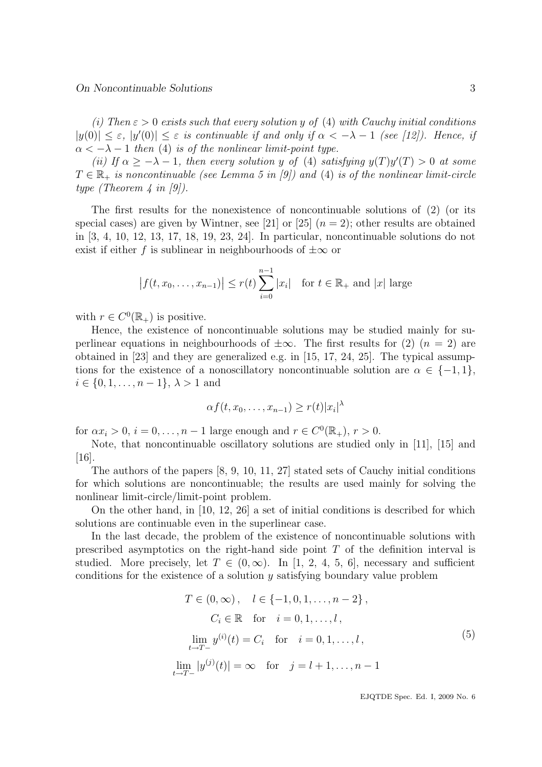*(i) Then $\varepsilon > 0$ exists such that every solution $y$ of (4) with Cauchy initial conditions $|y(0)| \le \varepsilon$, $|y'(0)| \le \varepsilon$ is continuable if and only if $\alpha < -\lambda - 1$ (see [12]). Hence, if $\alpha < -\lambda - 1$ then (4) is of the nonlinear limit-point type.*

*(ii) If $\alpha \ge -\lambda - 1$, then every solution $y$ of (4) satisfying $y(T)y'(T) > 0$ at some $T \in \mathbb{R}_+$ is noncontinuable (see Lemma 5 in [9]) and (4) is of the nonlinear limit-circle type (Theorem 4 in [9]).*

The first results for the nonexistence of noncontinuable solutions of (2) (or its special cases) are given by Wintner, see [21] or [25] ($n = 2$); other results are obtained in [3, 4, 10, 12, 13, 17, 18, 19, 23, 24]. In particular, noncontinuable solutions do not exist if either $f$ is sublinear in neighbourhoods of $\pm\infty$ or

$$\left|f(t, x_0, \dots, x_{n-1})\right| \le r(t) \sum_{i=0}^{n-1} |x_i| \quad \text{for } t \in \mathbb{R}_+ \text{ and } |x| \text{ large}$$

with $r \in C^0(\mathbb{R}_+)$ is positive.

Hence, the existence of noncontinuable solutions may be studied mainly for superlinear equations in neighbourhoods of $\pm\infty$. The first results for (2) ($n = 2$) are obtained in [23] and they are generalized e.g. in [15, 17, 24, 25]. The typical assumptions for the existence of a nonoscillatory noncontinuable solution are $\alpha \in \{-1, 1\}$, $i \in \{0, 1, \dots, n-1\}$, $\lambda > 1$ and

$$\alpha f(t, x_0, \dots, x_{n-1}) \ge r(t) |x_i|^\lambda$$

for $\alpha x_i > 0$, $i = 0, \dots, n-1$ large enough and $r \in C^0(\mathbb{R}_+)$, $r > 0$.

Note, that noncontinuable oscillatory solutions are studied only in [11], [15] and [16].

The authors of the papers [8, 9, 10, 11, 27] stated sets of Cauchy initial conditions for which solutions are noncontinuable; the results are used mainly for solving the nonlinear limit-circle/limit-point problem.

On the other hand, in [10, 12, 26] a set of initial conditions is described for which solutions are continuable even in the superlinear case.

In the last decade, the problem of the existence of noncontinuable solutions with prescribed asymptotics on the right-hand side point $T$ of the definition interval is studied. More precisely, let $T \in (0, \infty)$. In [1, 2, 4, 5, 6], necessary and sufficient conditions for the existence of a solution $y$ satisfying boundary value problem

$$\begin{gathered}
T \in (0, \infty), \quad l \in \{-1, 0, 1, \dots, n-2\}, \\
C_i \in \mathbb{R} \quad \text{for} \quad i = 0, 1, \dots, l, \\
\lim_{t \to T-} y^{(i)}(t) = C_i \quad \text{for} \quad i = 0, 1, \dots, l, \\
\lim_{t \to T-} |y^{(j)}(t)| = \infty \quad \text{for} \quad j = l+1, \dots, n-1
\end{gathered} \tag{5}$$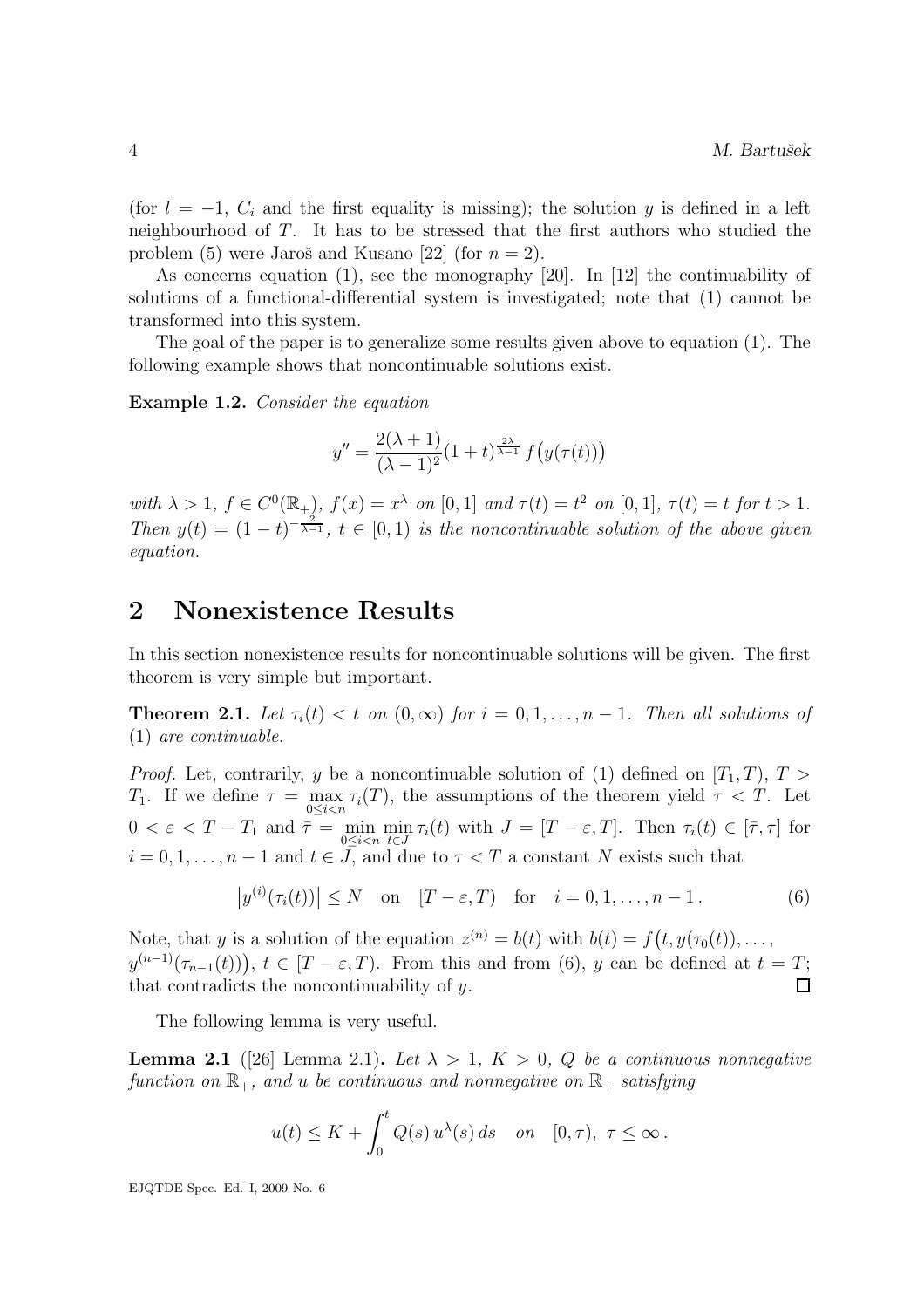(for $l = -1$, $C_i$ and the first equality is missing); the solution $y$ is defined in a left neighbourhood of $T$. It has to be stressed that the first authors who studied the problem (5) were Jaroš and Kusano [22] (for $n = 2$).

As concerns equation (1), see the monography [20]. In [12] the continuability of solutions of a functional-differential system is investigated; note that (1) cannot be transformed into this system.

The goal of the paper is to generalize some results given above to equation (1). The following example shows that noncontinuable solutions exist.

**Example 1.2.** *Consider the equation*

$$y'' = \frac{2(\lambda+1)}{(\lambda-1)^2}(1+t)^{\frac{2\lambda}{\lambda-1}} f\big(y(\tau(t))\big)$$

*with $\lambda > 1$, $f \in C^0(\mathbb{R}_+)$, $f(x) = x^\lambda$ on $[0,1]$ and $\tau(t) = t^2$ on $[0,1]$, $\tau(t) = t$ for $t > 1$. Then $y(t) = (1-t)^{-\frac{2}{\lambda-1}}$, $t \in [0,1)$ is the noncontinuable solution of the above given equation.*

## 2 Nonexistence Results

In this section nonexistence results for noncontinuable solutions will be given. The first theorem is very simple but important.

**Theorem 2.1.** *Let $\tau_i(t) < t$ on $(0,\infty)$ for $i = 0,1,\ldots,n-1$. Then all solutions of (1) are continuable.*

*Proof.* Let, contrarily, $y$ be a noncontinuable solution of (1) defined on $[T_1, T)$, $T > T_1$. If we define $\tau = \max\limits_{0 \le i < n} \tau_i(T)$, the assumptions of the theorem yield $\tau < T$. Let $0 < \varepsilon < T - T_1$ and $\bar{\tau} = \min\limits_{0 \le i < n} \min\limits_{t \in J} \tau_i(t)$ with $J = [T-\varepsilon, T]$. Then $\tau_i(t) \in [\bar{\tau}, \tau]$ for $i = 0,1,\ldots,n-1$ and $t \in J$, and due to $\tau < T$ a constant $N$ exists such that

$$\big|y^{(i)}(\tau_i(t))\big| \le N \quad \text{on} \quad [T-\varepsilon, T) \quad \text{for} \quad i = 0,1,\ldots,n-1\,. \tag{6}$$

Note, that $y$ is a solution of the equation $z^{(n)} = b(t)$ with $b(t) = f\big(t, y(\tau_0(t)), \ldots, y^{(n-1)}(\tau_{n-1}(t))\big)$, $t \in [T-\varepsilon, T)$. From this and from (6), $y$ can be defined at $t = T$; that contradicts the noncontinuability of $y$. $\square$

The following lemma is very useful.

**Lemma 2.1** ([26] Lemma 2.1)**.** *Let $\lambda > 1$, $K > 0$, $Q$ be a continuous nonnegative function on $\mathbb{R}_+$, and $u$ be continuous and nonnegative on $\mathbb{R}_+$ satisfying*

$$u(t) \le K + \int_0^t Q(s)\, u^\lambda(s)\, ds \quad on \quad [0,\tau),\ \tau \le \infty\,.$$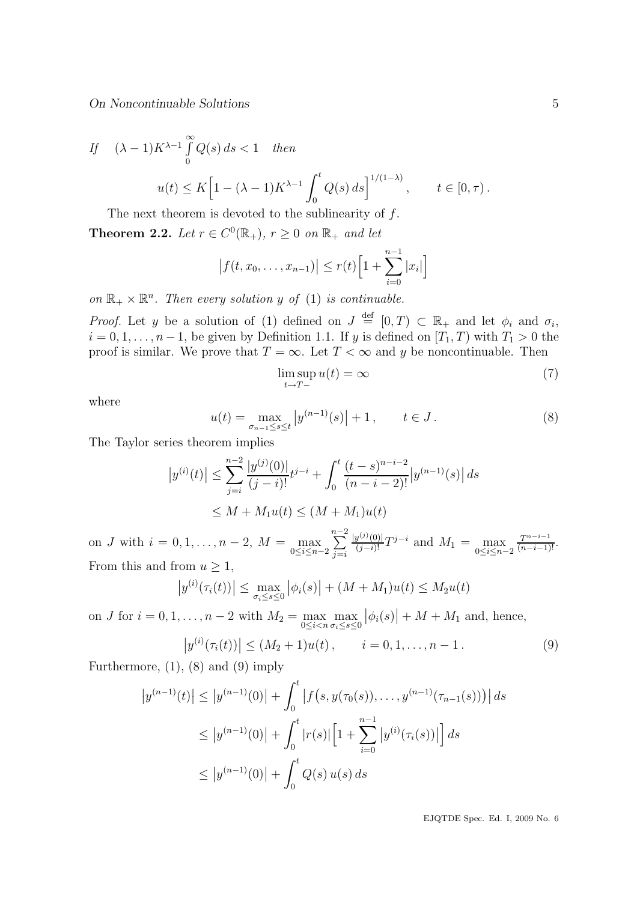*If* $\quad (\lambda-1)K^{\lambda-1}\int\limits_0^\infty Q(s)\,ds<1 \quad$ *then*

$$u(t)\le K\Big[1-(\lambda-1)K^{\lambda-1}\int_0^t Q(s)\,ds\Big]^{1/(1-\lambda)}, \qquad t\in[0,\tau)\,.$$

The next theorem is devoted to the sublinearity of $f$.

**Theorem 2.2.** *Let $r\in C^0(\mathbb{R}_+)$, $r\ge 0$ on $\mathbb{R}_+$ and let*

$$\big|f(t,x_0,\dots,x_{n-1})\big|\le r(t)\Big[1+\sum_{i=0}^{n-1}|x_i|\Big]$$

*on $\mathbb{R}_+\times\mathbb{R}^n$. Then every solution $y$ of* (1) *is continuable.*

*Proof.* Let $y$ be a solution of (1) defined on $J\overset{\text{def}}{=}[0,T)\subset\mathbb{R}_+$ and let $\phi_i$ and $\sigma_i$, $i=0,1,\dots,n-1$, be given by Definition 1.1. If $y$ is defined on $[T_1,T)$ with $T_1>0$ the proof is similar. We prove that $T=\infty$. Let $T<\infty$ and $y$ be noncontinuable. Then

$$\limsup_{t\to T-} u(t)=\infty \tag{7}$$

where

$$u(t)=\max_{\sigma_{n-1}\le s\le t}\big|y^{(n-1)}(s)\big|+1\,, \qquad t\in J\,. \tag{8}$$

The Taylor series theorem implies

$$\begin{aligned}\big|y^{(i)}(t)\big| &\le \sum_{j=i}^{n-2}\frac{|y^{(j)}(0)|}{(j-i)!}t^{j-i}+\int_0^t\frac{(t-s)^{n-i-2}}{(n-i-2)!}\big|y^{(n-1)}(s)\big|\,ds\\ &\le M+M_1u(t)\le (M+M_1)u(t)\end{aligned}$$

on $J$ with $i=0,1,\dots,n-2$, $M=\max\limits_{0\le i\le n-2}\sum\limits_{j=i}^{n-2}\frac{|y^{(j)}(0)|}{(j-i)!}T^{j-i}$ and $M_1=\max\limits_{0\le i\le n-2}\frac{T^{n-i-1}}{(n-i-1)!}$. From this and from $u\ge 1$,

$$\big|y^{(i)}(\tau_i(t))\big|\le\max_{\sigma_i\le s\le 0}\big|\phi_i(s)\big|+(M+M_1)u(t)\le M_2u(t)$$

on $J$ for $i=0,1,\dots,n-2$ with $M_2=\max\limits_{0\le i<n}\max\limits_{\sigma_i\le s\le 0}\big|\phi_i(s)\big|+M+M_1$ and, hence,

$$\big|y^{(i)}(\tau_i(t))\big|\le(M_2+1)u(t)\,, \qquad i=0,1,\dots,n-1\,. \tag{9}$$

Furthermore, (1), (8) and (9) imply

$$\begin{aligned}\big|y^{(n-1)}(t)\big| &\le \big|y^{(n-1)}(0)\big|+\int_0^t\big|f\big(s,y(\tau_0(s)),\dots,y^{(n-1)}(\tau_{n-1}(s))\big)\big|\,ds\\ &\le \big|y^{(n-1)}(0)\big|+\int_0^t|r(s)|\Big[1+\sum_{i=0}^{n-1}\big|y^{(i)}(\tau_i(s))\big|\Big]\,ds\\ &\le \big|y^{(n-1)}(0)\big|+\int_0^t Q(s)\,u(s)\,ds\end{aligned}$$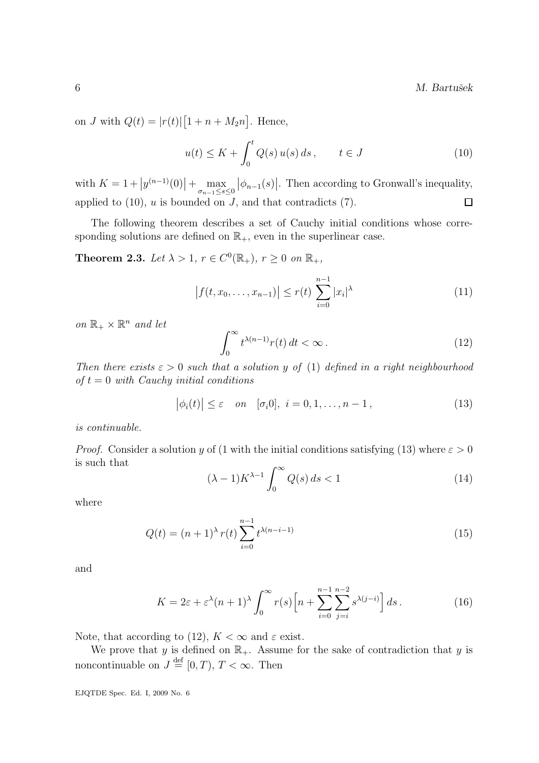on $J$ with $Q(t) = |r(t)|\big[1 + n + M_2 n\big]$. Hence,

$$u(t) \le K + \int_0^t Q(s)\, u(s)\, ds\,, \qquad t \in J \tag{10}$$

with $K = 1 + \big|y^{(n-1)}(0)\big| + \max\limits_{\sigma_{n-1} \le s \le 0} \big|\phi_{n-1}(s)\big|$. Then according to Gronwall's inequality, applied to (10), $u$ is bounded on $J$, and that contradicts (7). ◻

The following theorem describes a set of Cauchy initial conditions whose corresponding solutions are defined on $\mathbb{R}_+$, even in the superlinear case.

**Theorem 2.3.** *Let $\lambda > 1$, $r \in C^0(\mathbb{R}_+)$, $r \ge 0$ on $\mathbb{R}_+$,*

$$\big|f(t, x_0, \dots, x_{n-1})\big| \le r(t) \sum_{i=0}^{n-1} |x_i|^\lambda \tag{11}$$

*on $\mathbb{R}_+ \times \mathbb{R}^n$ and let*

$$\int_0^\infty t^{\lambda(n-1)} r(t)\, dt < \infty\,. \tag{12}$$

*Then there exists $\varepsilon > 0$ such that a solution $y$ of* (1) *defined in a right neighbourhood of $t = 0$ with Cauchy initial conditions*

$$\big|\phi_i(t)\big| \le \varepsilon \quad on \quad [\sigma_i 0],\ i = 0, 1, \dots, n-1\,, \tag{13}$$

*is continuable.*

*Proof.* Consider a solution $y$ of (1 with the initial conditions satisfying (13) where $\varepsilon > 0$ is such that

$$(\lambda - 1) K^{\lambda - 1} \int_0^\infty Q(s)\, ds < 1 \tag{14}$$

where

$$Q(t) = (n+1)^\lambda\, r(t) \sum_{i=0}^{n-1} t^{\lambda(n-i-1)} \tag{15}$$

and

$$K = 2\varepsilon + \varepsilon^\lambda (n+1)^\lambda \int_0^\infty r(s) \Big[ n + \sum_{i=0}^{n-1} \sum_{j=i}^{n-2} s^{\lambda(j-i)} \Big]\, ds\,. \tag{16}$$

Note, that according to (12), $K < \infty$ and $\varepsilon$ exist.

We prove that $y$ is defined on $\mathbb{R}_+$. Assume for the sake of contradiction that $y$ is noncontinuable on $J \overset{\text{def}}{=} [0, T)$, $T < \infty$. Then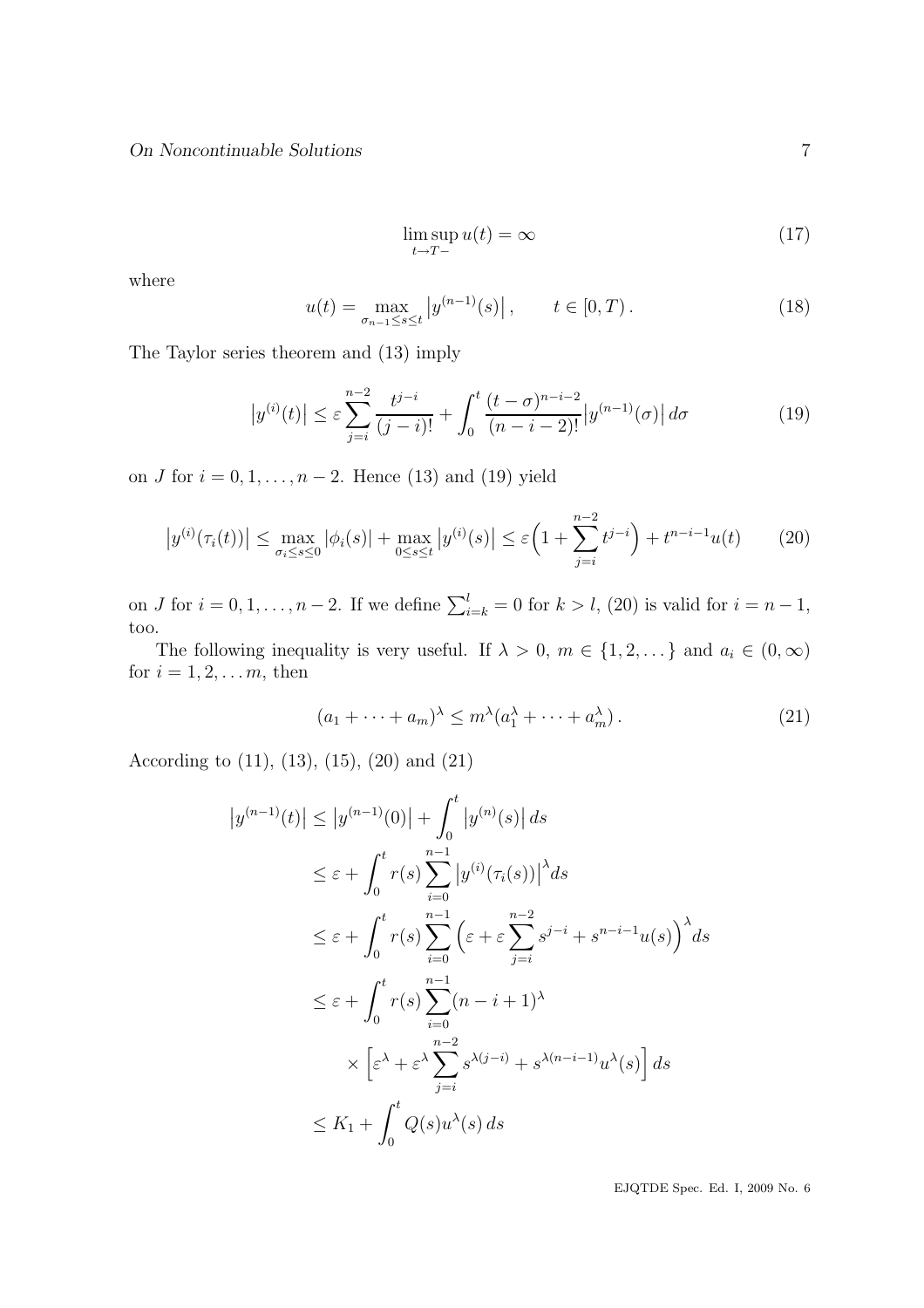$$\limsup_{t \to T-} u(t) = \infty \tag{17}$$

where

$$u(t) = \max_{\sigma_{n-1} \leq s \leq t} \left| y^{(n-1)}(s) \right|, \qquad t \in [0, T). \tag{18}$$

The Taylor series theorem and (13) imply

$$\left| y^{(i)}(t) \right| \leq \varepsilon \sum_{j=i}^{n-2} \frac{t^{j-i}}{(j-i)!} + \int_0^t \frac{(t-\sigma)^{n-i-2}}{(n-i-2)!} \left| y^{(n-1)}(\sigma) \right| d\sigma \tag{19}$$

on $J$ for $i = 0, 1, \dots, n-2$. Hence (13) and (19) yield

$$\left| y^{(i)}(\tau_i(t)) \right| \leq \max_{\sigma_i \leq s \leq 0} |\phi_i(s)| + \max_{0 \leq s \leq t} \left| y^{(i)}(s) \right| \leq \varepsilon \Big( 1 + \sum_{j=i}^{n-2} t^{j-i} \Big) + t^{n-i-1} u(t) \tag{20}$$

on $J$ for $i = 0, 1, \dots, n-2$. If we define $\sum_{i=k}^{l} = 0$ for $k > l$, (20) is valid for $i = n-1$, too.

The following inequality is very useful. If $\lambda > 0$, $m \in \{1, 2, \dots\}$ and $a_i \in (0, \infty)$ for $i = 1, 2, \dots m$, then

$$(a_1 + \cdots + a_m)^\lambda \leq m^\lambda (a_1^\lambda + \cdots + a_m^\lambda). \tag{21}$$

According to (11), (13), (15), (20) and (21)

$$\begin{aligned}
\left| y^{(n-1)}(t) \right| &\leq \left| y^{(n-1)}(0) \right| + \int_0^t \left| y^{(n)}(s) \right| ds \\
&\leq \varepsilon + \int_0^t r(s) \sum_{i=0}^{n-1} \left| y^{(i)}(\tau_i(s)) \right|^\lambda ds \\
&\leq \varepsilon + \int_0^t r(s) \sum_{i=0}^{n-1} \Big( \varepsilon + \varepsilon \sum_{j=i}^{n-2} s^{j-i} + s^{n-i-1} u(s) \Big)^\lambda ds \\
&\leq \varepsilon + \int_0^t r(s) \sum_{i=0}^{n-1} (n-i+1)^\lambda \\
&\qquad \times \Big[ \varepsilon^\lambda + \varepsilon^\lambda \sum_{j=i}^{n-2} s^{\lambda(j-i)} + s^{\lambda(n-i-1)} u^\lambda(s) \Big] ds \\
&\leq K_1 + \int_0^t Q(s) u^\lambda(s)\, ds
\end{aligned}$$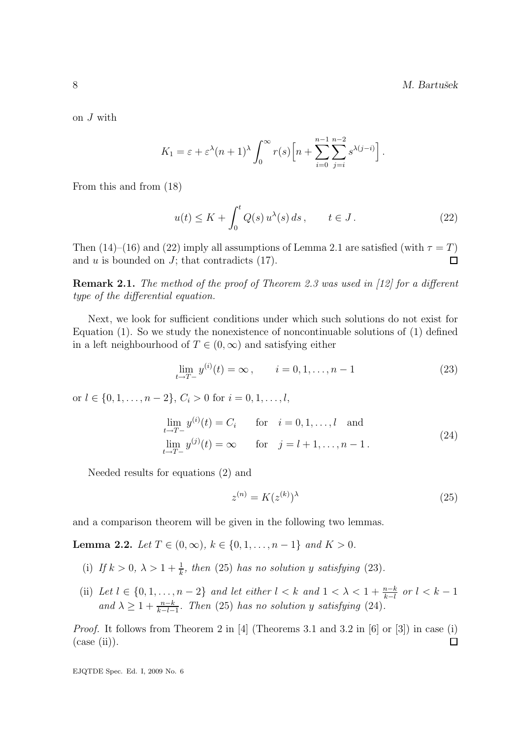on $J$ with

$$K_1 = \varepsilon + \varepsilon^\lambda (n+1)^\lambda \int_0^\infty r(s) \Big[ n + \sum_{i=0}^{n-1} \sum_{j=i}^{n-2} s^{\lambda(j-i)} \Big] .$$

From this and from (18)

$$u(t) \le K + \int_0^t Q(s)\, u^\lambda(s)\, ds\,, \qquad t \in J\,. \tag{22}$$

Then (14)–(16) and (22) imply all assumptions of Lemma 2.1 are satisfied (with $\tau = T$) and $u$ is bounded on $J$; that contradicts (17). $\square$

**Remark 2.1.** *The method of the proof of Theorem 2.3 was used in [12] for a different type of the differential equation.*

Next, we look for sufficient conditions under which such solutions do not exist for Equation (1). So we study the nonexistence of noncontinuable solutions of (1) defined in a left neighbourhood of $T \in (0, \infty)$ and satisfying either

$$\lim_{t \to T-} y^{(i)}(t) = \infty\,, \qquad i = 0, 1, \dots, n-1 \tag{23}$$

or $l \in \{0, 1, \dots, n-2\}$, $C_i > 0$ for $i = 0, 1, \dots, l$,

$$\begin{aligned} &\lim_{t \to T-} y^{(i)}(t) = C_i \qquad \text{for} \quad i = 0, 1, \dots, l \quad \text{and} \\ &\lim_{t \to T-} y^{(j)}(t) = \infty \qquad \text{for} \quad j = l+1, \dots, n-1\,. \end{aligned} \tag{24}$$

Needed results for equations (2) and

$$z^{(n)} = K (z^{(k)})^\lambda \tag{25}$$

and a comparison theorem will be given in the following two lemmas.

**Lemma 2.2.** *Let $T \in (0, \infty)$, $k \in \{0, 1, \dots, n-1\}$ and $K > 0$.*

- (i) *If $k > 0$, $\lambda > 1 + \frac{1}{k}$, then (25) has no solution $y$ satisfying (23).*
- (ii) *Let $l \in \{0, 1, \dots, n-2\}$ and let either $l < k$ and $1 < \lambda < 1 + \frac{n-k}{k-l}$ or $l < k-1$ and $\lambda \ge 1 + \frac{n-k}{k-l-1}$. Then (25) has no solution $y$ satisfying (24).*

*Proof.* It follows from Theorem 2 in [4] (Theorems 3.1 and 3.2 in [6] or [3]) in case (i) (case (ii)). $\square$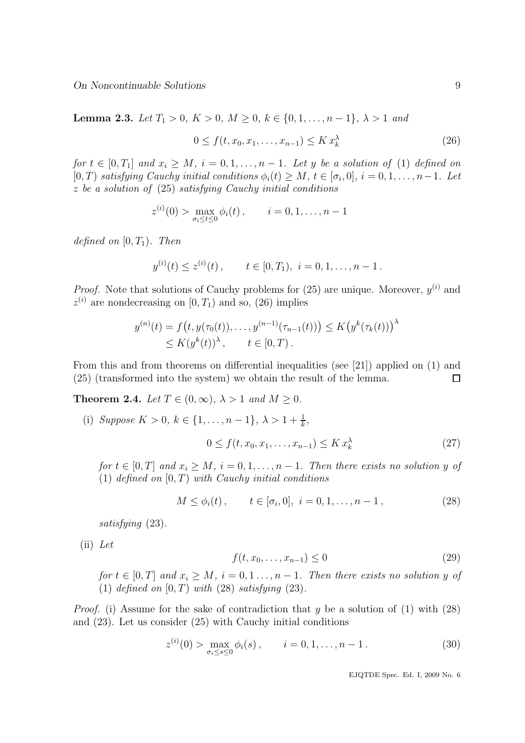**Lemma 2.3.** *Let $T_1 > 0$, $K > 0$, $M \geq 0$, $k \in \{0, 1, \ldots, n-1\}$, $\lambda > 1$ and*

$$0 \leq f(t, x_0, x_1, \ldots, x_{n-1}) \leq K\, x_k^\lambda \tag{26}$$

*for $t \in [0, T_1]$ and $x_i \geq M$, $i = 0, 1, \ldots, n-1$. Let $y$ be a solution of (1) defined on $[0, T)$ satisfying Cauchy initial conditions $\phi_i(t) \geq M$, $t \in [\sigma_i, 0]$, $i = 0, 1, \ldots, n-1$. Let $z$ be a solution of (25) satisfying Cauchy initial conditions*

$$z^{(i)}(0) > \max_{\sigma_i \leq t \leq 0} \phi_i(t)\,, \qquad i = 0, 1, \ldots, n-1$$

*defined on $[0, T_1)$. Then*

$$y^{(i)}(t) \leq z^{(i)}(t)\,, \qquad t \in [0, T_1),\ i = 0, 1, \ldots, n-1\,.$$

*Proof.* Note that solutions of Cauchy problems for (25) are unique. Moreover, $y^{(i)}$ and $z^{(i)}$ are nondecreasing on $[0, T_1)$ and so, (26) implies

$$\begin{aligned} y^{(n)}(t) &= f\big(t, y(\tau_0(t)), \ldots, y^{(n-1)}(\tau_{n-1}(t))\big) \leq K\big(y^k(\tau_k(t))\big)^\lambda \\ &\leq K(y^k(t))^\lambda\,, \qquad t \in [0, T)\,. \end{aligned}$$

From this and from theorems on differential inequalities (see [21]) applied on (1) and (25) (transformed into the system) we obtain the result of the lemma. ∎

**Theorem 2.4.** *Let $T \in (0, \infty)$, $\lambda > 1$ and $M \geq 0$.*

(i) *Suppose $K > 0$, $k \in \{1, \ldots, n-1\}$, $\lambda > 1 + \frac{1}{k}$,*

$$0 \leq f(t, x_0, x_1, \ldots, x_{n-1}) \leq K\, x_k^\lambda \tag{27}$$

*for $t \in [0, T]$ and $x_i \geq M$, $i = 0, 1, \ldots, n-1$. Then there exists no solution $y$ of (1) defined on $[0, T)$ with Cauchy initial conditions*

$$M \leq \phi_i(t)\,, \qquad t \in [\sigma_i, 0],\ i = 0, 1, \ldots, n-1\,, \tag{28}$$

*satisfying (23).*

(ii) *Let*

$$f(t, x_0, \ldots, x_{n-1}) \leq 0 \tag{29}$$

*for $t \in [0, T]$ and $x_i \geq M$, $i = 0, 1 \ldots, n-1$. Then there exists no solution $y$ of (1) defined on $[0, T)$ with (28) satisfying (23).*

*Proof.* (i) Assume for the sake of contradiction that $y$ be a solution of (1) with (28) and (23). Let us consider (25) with Cauchy initial conditions

$$z^{(i)}(0) > \max_{\sigma_i \leq s \leq 0} \phi_i(s)\,, \qquad i = 0, 1, \ldots, n-1\,. \tag{30}$$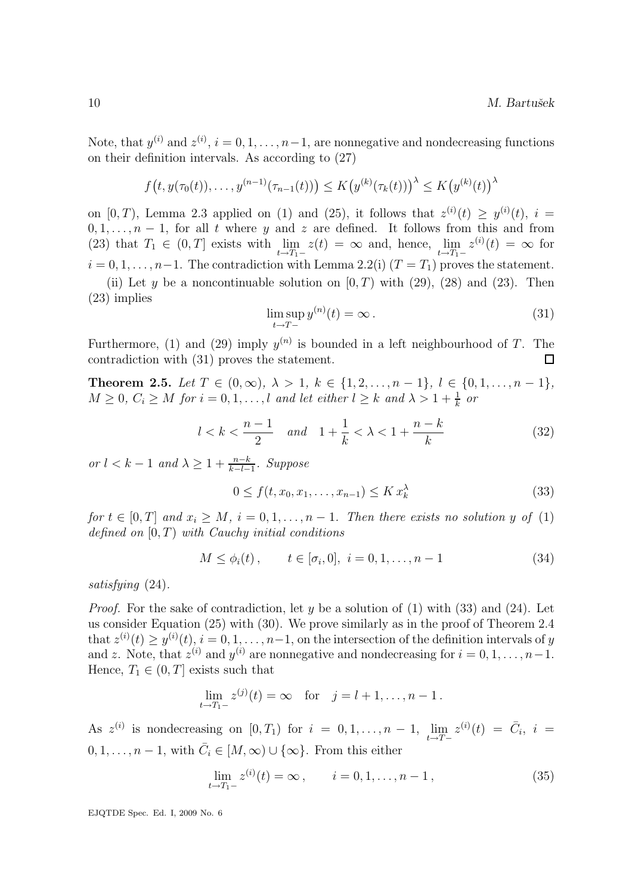Note, that $y^{(i)}$ and $z^{(i)}$, $i = 0, 1, \ldots, n-1$, are nonnegative and nondecreasing functions on their definition intervals. As according to (27)

$$f\big(t, y(\tau_0(t)), \ldots, y^{(n-1)}(\tau_{n-1}(t))\big) \le K\big(y^{(k)}(\tau_k(t))\big)^\lambda \le K\big(y^{(k)}(t)\big)^\lambda$$

on $[0, T)$, Lemma 2.3 applied on (1) and (25), it follows that $z^{(i)}(t) \ge y^{(i)}(t)$, $i = 0, 1, \ldots, n-1$, for all $t$ where $y$ and $z$ are defined. It follows from this and from (23) that $T_1 \in (0, T]$ exists with $\lim_{t \to T_1 -} z(t) = \infty$ and, hence, $\lim_{t \to T_1 -} z^{(i)}(t) = \infty$ for $i = 0, 1, \ldots, n-1$. The contradiction with Lemma 2.2(i) ($T = T_1$) proves the statement.

(ii) Let $y$ be a noncontinuable solution on $[0, T)$ with (29), (28) and (23). Then (23) implies

$$\limsup_{t \to T-} y^{(n)}(t) = \infty\,. \tag{31}$$

Furthermore, (1) and (29) imply $y^{(n)}$ is bounded in a left neighbourhood of $T$. The contradiction with (31) proves the statement. $\square$

**Theorem 2.5.** *Let $T \in (0, \infty)$, $\lambda > 1$, $k \in \{1, 2, \ldots, n-1\}$, $l \in \{0, 1, \ldots, n-1\}$, $M \ge 0$, $C_i \ge M$ for $i = 0, 1, \ldots, l$ and let either $l \ge k$ and $\lambda > 1 + \frac{1}{k}$ or*

$$l < k < \frac{n-1}{2} \quad \text{and} \quad 1 + \frac{1}{k} < \lambda < 1 + \frac{n-k}{k} \tag{32}$$

*or $l < k - 1$ and $\lambda \ge 1 + \frac{n-k}{k-l-1}$. Suppose*

$$0 \le f(t, x_0, x_1, \ldots, x_{n-1}) \le K\, x_k^\lambda \tag{33}$$

*for $t \in [0, T]$ and $x_i \ge M$, $i = 0, 1, \ldots, n-1$. Then there exists no solution $y$ of (1) defined on $[0, T)$ with Cauchy initial conditions*

$$M \le \phi_i(t)\,, \qquad t \in [\sigma_i, 0],\ i = 0, 1, \ldots, n-1 \tag{34}$$

*satisfying (24).*

*Proof.* For the sake of contradiction, let $y$ be a solution of (1) with (33) and (24). Let us consider Equation (25) with (30). We prove similarly as in the proof of Theorem 2.4 that $z^{(i)}(t) \ge y^{(i)}(t)$, $i = 0, 1, \ldots, n-1$, on the intersection of the definition intervals of $y$ and $z$. Note, that $z^{(i)}$ and $y^{(i)}$ are nonnegative and nondecreasing for $i = 0, 1, \ldots, n-1$. Hence, $T_1 \in (0, T]$ exists such that

$$\lim_{t \to T_1 -} z^{(j)}(t) = \infty \quad \text{for} \quad j = l+1, \ldots, n-1\,.$$

As $z^{(i)}$ is nondecreasing on $[0, T_1)$ for $i = 0, 1, \ldots, n-1$, $\lim_{t \to T-} z^{(i)}(t) = \bar{C}_i$, $i = 0, 1, \ldots, n-1$, with $\bar{C}_i \in [M, \infty) \cup \{\infty\}$. From this either

$$\lim_{t \to T_1 -} z^{(i)}(t) = \infty\,, \qquad i = 0, 1, \ldots, n-1\,, \tag{35}$$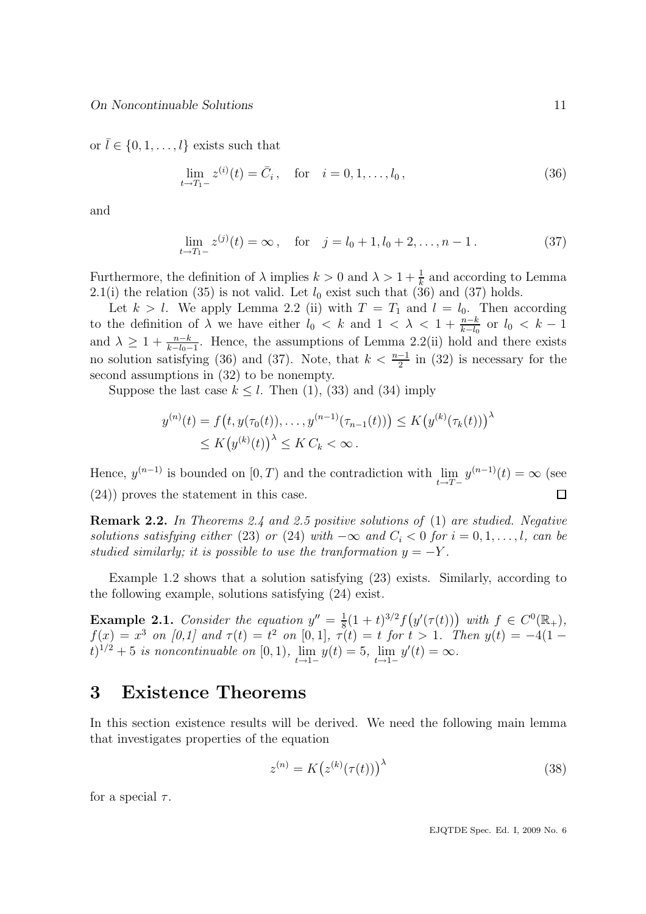or $\bar{l} \in \{0, 1, \dots, l\}$ exists such that

$$\lim_{t \to T_1-} z^{(i)}(t) = \bar{C}_i \,, \quad \text{for} \quad i = 0, 1, \dots, l_0 \,, \tag{36}$$

and

$$\lim_{t \to T_1-} z^{(j)}(t) = \infty \,, \quad \text{for} \quad j = l_0 + 1, l_0 + 2, \dots, n - 1 \,. \tag{37}$$

Furthermore, the definition of $\lambda$ implies $k > 0$ and $\lambda > 1 + \frac{1}{k}$ and according to Lemma 2.1(i) the relation (35) is not valid. Let $l_0$ exist such that (36) and (37) holds.

Let $k > l$. We apply Lemma 2.2 (ii) with $T = T_1$ and $l = l_0$. Then according to the definition of $\lambda$ we have either $l_0 < k$ and $1 < \lambda < 1 + \frac{n-k}{k-l_0}$ or $l_0 < k - 1$ and $\lambda \geq 1 + \frac{n-k}{k-l_0-1}$. Hence, the assumptions of Lemma 2.2(ii) hold and there exists no solution satisfying (36) and (37). Note, that $k < \frac{n-1}{2}$ in (32) is necessary for the second assumptions in (32) to be nonempty.

Suppose the last case $k \leq l$. Then (1), (33) and (34) imply

$$\begin{aligned} y^{(n)}(t) &= f\big(t, y(\tau_0(t)), \dots, y^{(n-1)}(\tau_{n-1}(t))\big) \leq K\big(y^{(k)}(\tau_k(t))\big)^{\lambda} \\ &\leq K\big(y^{(k)}(t)\big)^{\lambda} \leq K\, C_k < \infty \,. \end{aligned}$$

Hence, $y^{(n-1)}$ is bounded on $[0, T)$ and the contradiction with $\lim_{t \to T-} y^{(n-1)}(t) = \infty$ (see (24)) proves the statement in this case. $\square$

**Remark 2.2.** *In Theorems 2.4 and 2.5 positive solutions of* (1) *are studied. Negative solutions satisfying either* (23) *or* (24) *with $-\infty$ and $C_i < 0$ for $i = 0, 1, \dots, l$, can be studied similarly; it is possible to use the tranformation $y = -Y$.*

Example 1.2 shows that a solution satisfying (23) exists. Similarly, according to the following example, solutions satisfying (24) exist.

**Example 2.1.** *Consider the equation $y'' = \frac{1}{8}(1+t)^{3/2} f\big(y'(\tau(t))\big)$ with $f \in C^0(\mathbb{R}_+)$, $f(x) = x^3$ on [0,1] and $\tau(t) = t^2$ on $[0, 1]$, $\tau(t) = t$ for $t > 1$. Then $y(t) = -4(1-t)^{1/2} + 5$ is noncontinuable on $[0, 1)$, $\lim_{t \to 1-} y(t) = 5$, $\lim_{t \to 1-} y'(t) = \infty$.*

# 3 Existence Theorems

In this section existence results will be derived. We need the following main lemma that investigates properties of the equation

$$z^{(n)} = K\big(z^{(k)}(\tau(t))\big)^{\lambda} \tag{38}$$

for a special $\tau$.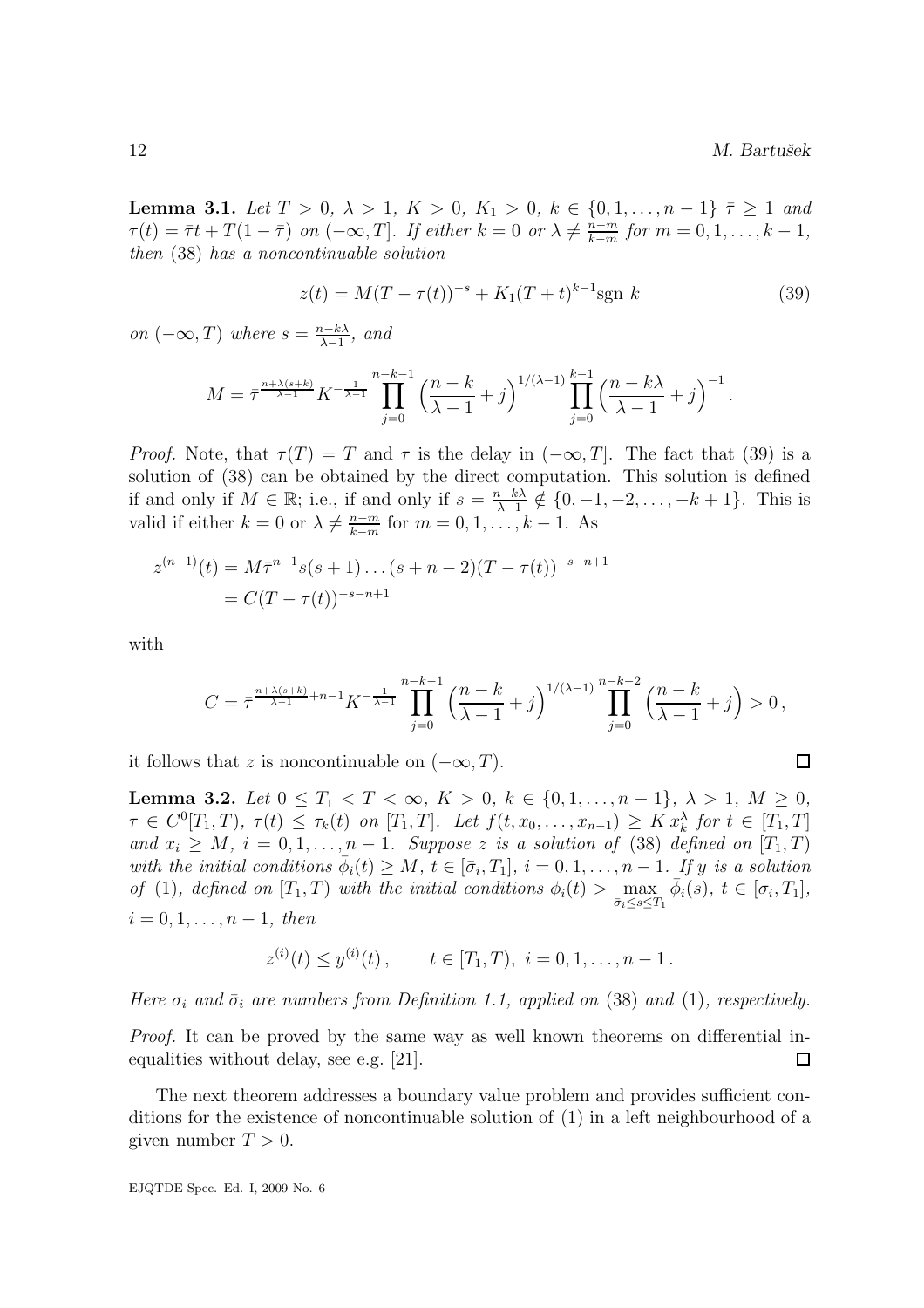**Lemma 3.1.** *Let $T > 0$, $\lambda > 1$, $K > 0$, $K_1 > 0$, $k \in \{0, 1, \dots, n-1\}$ $\bar{\tau} \geq 1$ and $\tau(t) = \bar{\tau} t + T(1 - \bar{\tau})$ on $(-\infty, T]$. If either $k = 0$ or $\lambda \neq \frac{n-m}{k-m}$ for $m = 0, 1, \dots, k-1$, then* (38) *has a noncontinuable solution*

$$z(t) = M(T - \tau(t))^{-s} + K_1 (T + t)^{k-1} \operatorname{sgn} k \tag{39}$$

*on $(-\infty, T)$ where $s = \frac{n-k\lambda}{\lambda - 1}$, and*

$$M = \bar{\tau}^{\frac{n+\lambda(s+k)}{\lambda-1}} K^{-\frac{1}{\lambda-1}} \prod_{j=0}^{n-k-1} \Big( \frac{n-k}{\lambda - 1} + j \Big)^{1/(\lambda-1)} \prod_{j=0}^{k-1} \Big( \frac{n-k\lambda}{\lambda-1} + j \Big)^{-1}.$$

*Proof.* Note, that $\tau(T) = T$ and $\tau$ is the delay in $(-\infty, T]$. The fact that (39) is a solution of (38) can be obtained by the direct computation. This solution is defined if and only if $M \in \mathbb{R}$; i.e., if and only if $s = \frac{n-k\lambda}{\lambda-1} \notin \{0, -1, -2, \dots, -k+1\}$. This is valid if either $k = 0$ or $\lambda \neq \frac{n-m}{k-m}$ for $m = 0, 1, \dots, k-1$. As

$$\begin{aligned} z^{(n-1)}(t) &= M \bar{\tau}^{n-1} s(s+1) \dots (s+n-2)(T - \tau(t))^{-s-n+1} \\ &= C(T - \tau(t))^{-s-n+1} \end{aligned}$$

with

$$C = \bar{\tau}^{\frac{n+\lambda(s+k)}{\lambda-1} + n - 1} K^{-\frac{1}{\lambda-1}} \prod_{j=0}^{n-k-1} \Big( \frac{n-k}{\lambda-1} + j \Big)^{1/(\lambda-1)} \prod_{j=0}^{n-k-2} \Big( \frac{n-k}{\lambda-1} + j \Big) > 0 \,,$$

it follows that $z$ is noncontinuable on $(-\infty, T)$. ∎

**Lemma 3.2.** *Let $0 \leq T_1 < T < \infty$, $K > 0$, $k \in \{0, 1, \dots, n-1\}$, $\lambda > 1$, $M \geq 0$, $\tau \in C^0[T_1, T)$, $\tau(t) \leq \tau_k(t)$ on $[T_1, T]$. Let $f(t, x_0, \dots, x_{n-1}) \geq K x_k^\lambda$ for $t \in [T_1, T]$ and $x_i \geq M$, $i = 0, 1, \dots, n-1$. Suppose $z$ is a solution of* (38) *defined on $[T_1, T)$ with the initial conditions $\bar{\phi}_i(t) \geq M$, $t \in [\bar{\sigma}_i, T_1]$, $i = 0, 1, \dots, n-1$. If $y$ is a solution of* (1)*, defined on $[T_1, T)$ with the initial conditions $\phi_i(t) > \max\limits_{\bar{\sigma}_i \leq s \leq T_1} \bar{\phi}_i(s)$, $t \in [\sigma_i, T_1]$, $i = 0, 1, \dots, n-1$, then*

$$z^{(i)}(t) \leq y^{(i)}(t) \,, \qquad t \in [T_1, T), \ i = 0, 1, \dots, n-1 \,.$$

*Here $\sigma_i$ and $\bar{\sigma}_i$ are numbers from Definition 1.1, applied on* (38) *and* (1)*, respectively.*

*Proof.* It can be proved by the same way as well known theorems on differential inequalities without delay, see e.g. [21]. ∎

The next theorem addresses a boundary value problem and provides sufficient conditions for the existence of noncontinuable solution of (1) in a left neighbourhood of a given number $T > 0$.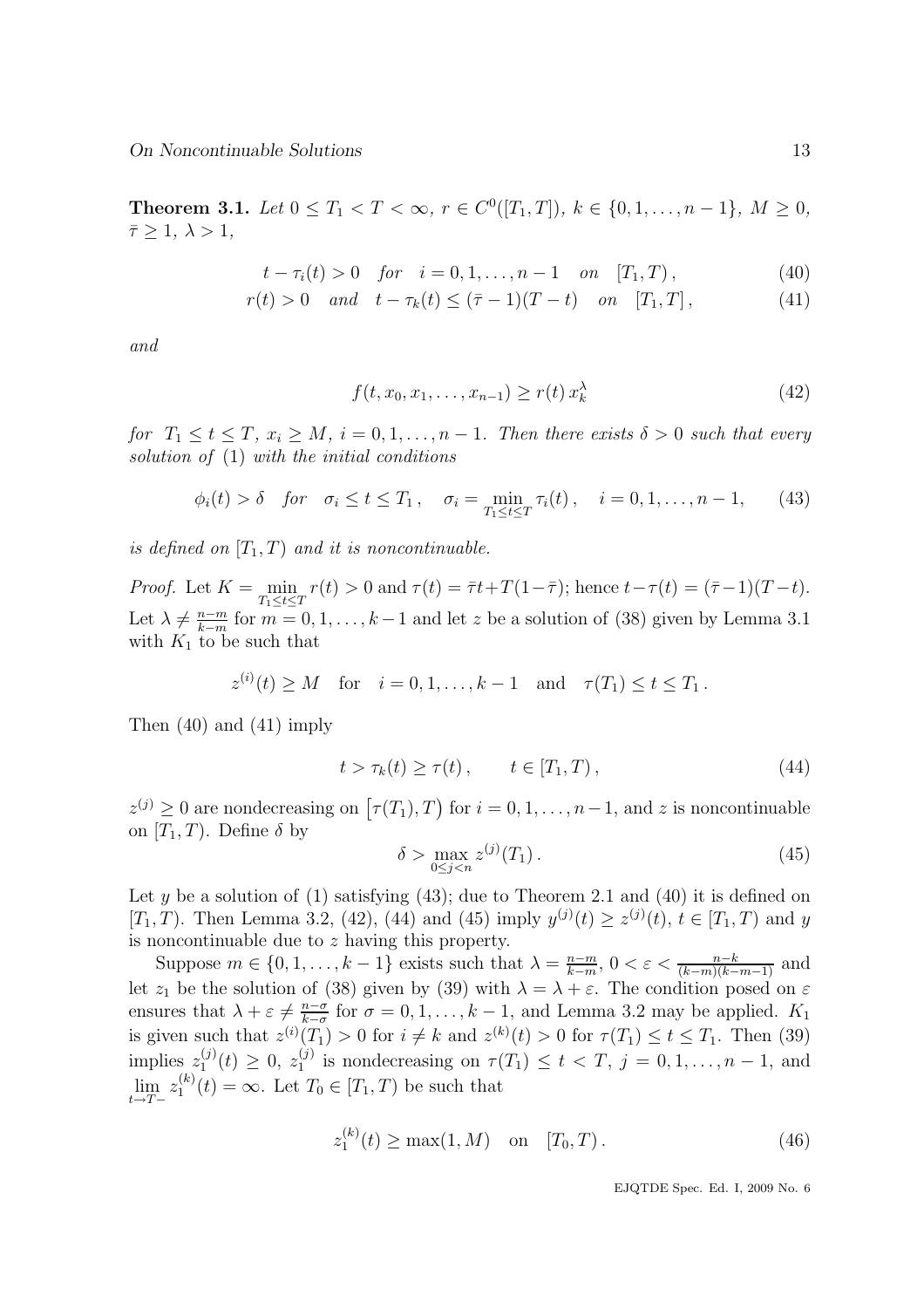**Theorem 3.1.** *Let $0 \le T_1 < T < \infty$, $r \in C^0([T_1, T])$, $k \in \{0, 1, \ldots, n-1\}$, $M \ge 0$, $\bar\tau \ge 1$, $\lambda > 1$,*

$$t - \tau_i(t) > 0 \quad \textit{for} \quad i = 0, 1, \ldots, n-1 \quad \textit{on} \quad [T_1, T), \tag{40}$$

$$r(t) > 0 \quad \textit{and} \quad t - \tau_k(t) \le (\bar\tau - 1)(T - t) \quad \textit{on} \quad [T_1, T], \tag{41}$$

*and*

$$f(t, x_0, x_1, \ldots, x_{n-1}) \ge r(t)\, x_k^\lambda \tag{42}$$

*for $T_1 \le t \le T$, $x_i \ge M$, $i = 0, 1, \ldots, n-1$. Then there exists $\delta > 0$ such that every solution of (1) with the initial conditions*

$$\phi_i(t) > \delta \quad \textit{for} \quad \sigma_i \le t \le T_1, \quad \sigma_i = \min_{T_1 \le t \le T} \tau_i(t), \quad i = 0, 1, \ldots, n-1, \tag{43}$$

*is defined on $[T_1, T)$ and it is noncontinuable.*

*Proof.* Let $K = \min_{T_1 \le t \le T} r(t) > 0$ and $\tau(t) = \bar\tau t + T(1 - \bar\tau)$; hence $t - \tau(t) = (\bar\tau - 1)(T - t)$. Let $\lambda \ne \frac{n-m}{k-m}$ for $m = 0, 1, \ldots, k-1$ and let $z$ be a solution of (38) given by Lemma 3.1 with $K_1$ to be such that

$$z^{(i)}(t) \ge M \quad \text{for} \quad i = 0, 1, \ldots, k-1 \quad \text{and} \quad \tau(T_1) \le t \le T_1 .$$

Then (40) and (41) imply

$$t > \tau_k(t) \ge \tau(t), \qquad t \in [T_1, T), \tag{44}$$

$z^{(j)} \ge 0$ are nondecreasing on $\big[\tau(T_1), T\big)$ for $i = 0, 1, \ldots, n-1$, and $z$ is noncontinuable on $[T_1, T)$. Define $\delta$ by

$$\delta > \max_{0 \le j < n} z^{(j)}(T_1). \tag{45}$$

Let $y$ be a solution of (1) satisfying (43); due to Theorem 2.1 and (40) it is defined on $[T_1, T)$. Then Lemma 3.2, (42), (44) and (45) imply $y^{(j)}(t) \ge z^{(j)}(t)$, $t \in [T_1, T)$ and $y$ is noncontinuable due to $z$ having this property.

Suppose $m \in \{0, 1, \ldots, k-1\}$ exists such that $\lambda = \frac{n-m}{k-m}$, $0 < \varepsilon < \frac{n-k}{(k-m)(k-m-1)}$ and let $z_1$ be the solution of (38) given by (39) with $\lambda = \lambda + \varepsilon$. The condition posed on $\varepsilon$ ensures that $\lambda + \varepsilon \ne \frac{n-\sigma}{k-\sigma}$ for $\sigma = 0, 1, \ldots, k-1$, and Lemma 3.2 may be applied. $K_1$ is given such that $z^{(i)}(T_1) > 0$ for $i \ne k$ and $z^{(k)}(t) > 0$ for $\tau(T_1) \le t \le T_1$. Then (39) implies $z_1^{(j)}(t) \ge 0$, $z_1^{(j)}$ is nondecreasing on $\tau(T_1) \le t < T$, $j = 0, 1, \ldots, n-1$, and $\lim_{t \to T-} z_1^{(k)}(t) = \infty$. Let $T_0 \in [T_1, T)$ be such that

$$z_1^{(k)}(t) \ge \max(1, M) \quad \text{on} \quad [T_0, T). \tag{46}$$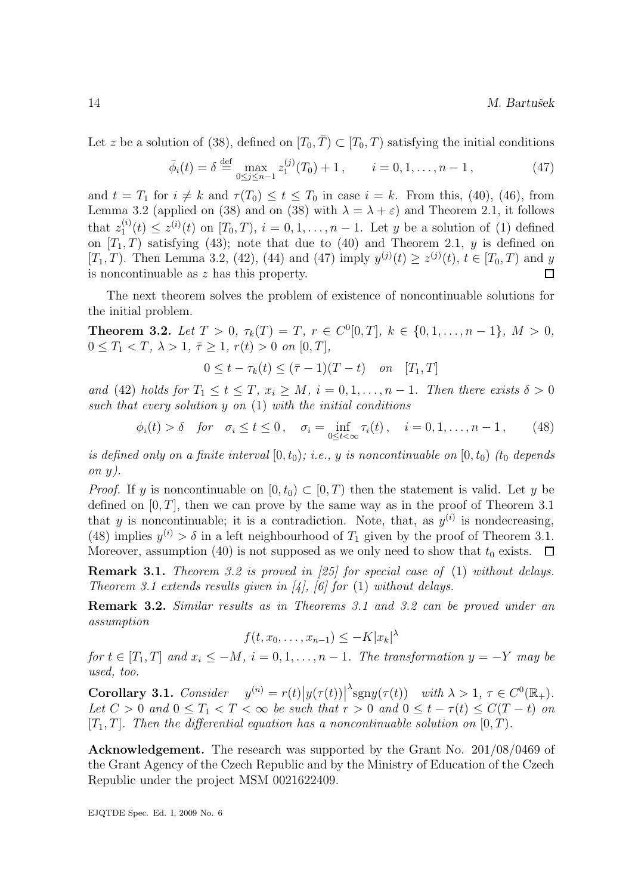Let $z$ be a solution of (38), defined on $[T_0, \bar{T}) \subset [T_0, T)$ satisfying the initial conditions

$$\bar{\phi}_i(t) = \delta \stackrel{\text{def}}{=} \max_{0 \le j \le n-1} z_1^{(j)}(T_0) + 1\,, \qquad i = 0, 1, \dots, n-1\,, \tag{47}$$

and $t = T_1$ for $i \ne k$ and $\tau(T_0) \le t \le T_0$ in case $i = k$. From this, (40), (46), from Lemma 3.2 (applied on (38) and on (38) with $\lambda = \lambda + \varepsilon$) and Theorem 2.1, it follows that $z_1^{(i)}(t) \le z^{(i)}(t)$ on $[T_0, T)$, $i = 0, 1, \dots, n-1$. Let $y$ be a solution of (1) defined on $[T_1, T)$ satisfying (43); note that due to (40) and Theorem 2.1, $y$ is defined on $[T_1, T)$. Then Lemma 3.2, (42), (44) and (47) imply $y^{(j)}(t) \ge z^{(j)}(t)$, $t \in [T_0, T)$ and $y$ is noncontinuable as $z$ has this property. $\square$

The next theorem solves the problem of existence of noncontinuable solutions for the initial problem.

**Theorem 3.2.** *Let $T > 0$, $\tau_k(T) = T$, $r \in C^0[0, T]$, $k \in \{0, 1, \dots, n-1\}$, $M > 0$, $0 \le T_1 < T$, $\lambda > 1$, $\bar{\tau} \ge 1$, $r(t) > 0$ on $[0, T]$,*

$$0 \le t - \tau_k(t) \le (\bar{\tau} - 1)(T - t) \quad on \quad [T_1, T]$$

*and* (42) *holds for $T_1 \le t \le T$, $x_i \ge M$, $i = 0, 1, \dots, n-1$. Then there exists $\delta > 0$ such that every solution $y$ on* (1) *with the initial conditions*

$$\phi_i(t) > \delta \quad for \quad \sigma_i \le t \le 0\,, \quad \sigma_i = \inf_{0 \le t < \infty} \tau_i(t)\,, \quad i = 0, 1, \dots, n-1\,, \tag{48}$$

*is defined only on a finite interval $[0, t_0)$; i.e., $y$ is noncontinuable on $[0, t_0)$ ($t_0$ depends on $y$).*

*Proof.* If $y$ is noncontinuable on $[0, t_0) \subset [0, T)$ then the statement is valid. Let $y$ be defined on $[0, T]$, then we can prove by the same way as in the proof of Theorem 3.1 that $y$ is noncontinuable; it is a contradiction. Note, that, as $y^{(i)}$ is nondecreasing, (48) implies $y^{(i)} > \delta$ in a left neighbourhood of $T_1$ given by the proof of Theorem 3.1. Moreover, assumption (40) is not supposed as we only need to show that $t_0$ exists. $\square$

**Remark 3.1.** *Theorem 3.2 is proved in [25] for special case of* (1) *without delays. Theorem 3.1 extends results given in [4], [6] for* (1) *without delays.*

**Remark 3.2.** *Similar results as in Theorems 3.1 and 3.2 can be proved under an assumption*

$$f(t, x_0, \dots, x_{n-1}) \le -K|x_k|^{\lambda}$$

*for $t \in [T_1, T]$ and $x_i \le -M$, $i = 0, 1, \dots, n-1$. The transformation $y = -Y$ may be used, too.*

**Corollary 3.1.** *Consider* $\quad y^{(n)} = r(t)\big|y(\tau(t))\big|^{\lambda}\operatorname{sgn} y(\tau(t)) \quad$ *with $\lambda > 1$, $\tau \in C^0(\mathbb{R}_+)$. Let $C > 0$ and $0 \le T_1 < T < \infty$ be such that $r > 0$ and $0 \le t - \tau(t) \le C(T - t)$ on $[T_1, T]$. Then the differential equation has a noncontinuable solution on $[0, T)$.*

**Acknowledgement.** The research was supported by the Grant No. 201/08/0469 of the Grant Agency of the Czech Republic and by the Ministry of Education of the Czech Republic under the project MSM 0021622409.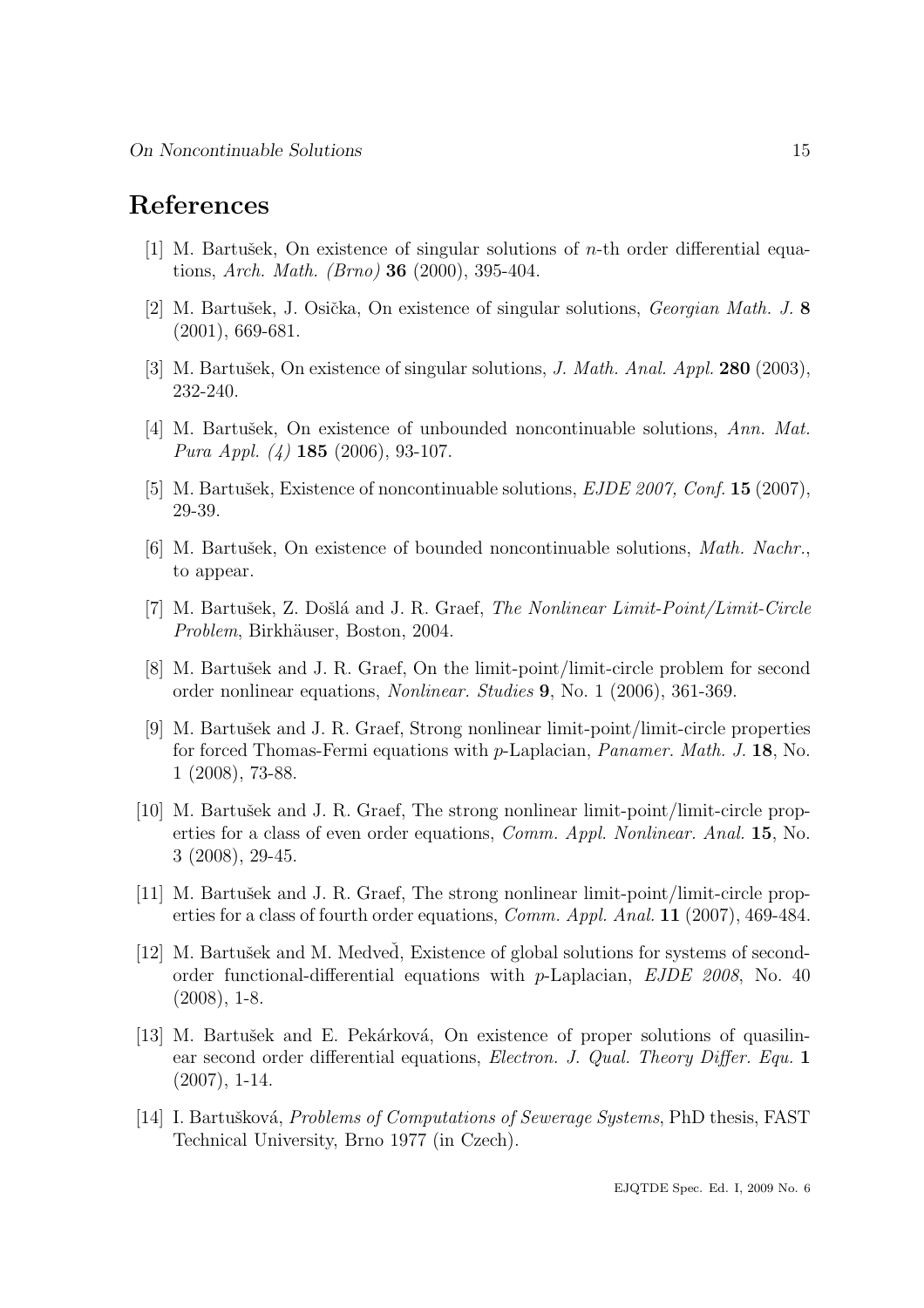# References

[1] M. Bartušek, On existence of singular solutions of $n$-th order differential equations, *Arch. Math. (Brno)* **36** (2000), 395-404.

[2] M. Bartušek, J. Osička, On existence of singular solutions, *Georgian Math. J.* **8** (2001), 669-681.

[3] M. Bartušek, On existence of singular solutions, *J. Math. Anal. Appl.* **280** (2003), 232-240.

[4] M. Bartušek, On existence of unbounded noncontinuable solutions, *Ann. Mat. Pura Appl. (4)* **185** (2006), 93-107.

[5] M. Bartušek, Existence of noncontinuable solutions, *EJDE 2007, Conf.* **15** (2007), 29-39.

[6] M. Bartušek, On existence of bounded noncontinuable solutions, *Math. Nachr.*, to appear.

[7] M. Bartušek, Z. Došlá and J. R. Graef, *The Nonlinear Limit-Point/Limit-Circle Problem*, Birkhäuser, Boston, 2004.

[8] M. Bartušek and J. R. Graef, On the limit-point/limit-circle problem for second order nonlinear equations, *Nonlinear. Studies* **9**, No. 1 (2006), 361-369.

[9] M. Bartušek and J. R. Graef, Strong nonlinear limit-point/limit-circle properties for forced Thomas-Fermi equations with $p$-Laplacian, *Panamer. Math. J.* **18**, No. 1 (2008), 73-88.

[10] M. Bartušek and J. R. Graef, The strong nonlinear limit-point/limit-circle properties for a class of even order equations, *Comm. Appl. Nonlinear. Anal.* **15**, No. 3 (2008), 29-45.

[11] M. Bartušek and J. R. Graef, The strong nonlinear limit-point/limit-circle properties for a class of fourth order equations, *Comm. Appl. Anal.* **11** (2007), 469-484.

[12] M. Bartušek and M. Medveď, Existence of global solutions for systems of second-order functional-differential equations with $p$-Laplacian, *EJDE 2008*, No. 40 (2008), 1-8.

[13] M. Bartušek and E. Pekárková, On existence of proper solutions of quasilinear second order differential equations, *Electron. J. Qual. Theory Differ. Equ.* **1** (2007), 1-14.

[14] I. Bartušková, *Problems of Computations of Sewerage Systems*, PhD thesis, FAST Technical University, Brno 1977 (in Czech).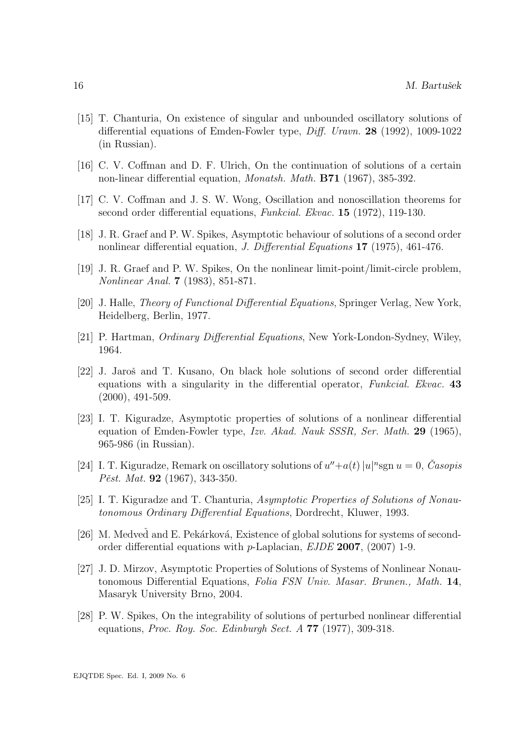[15] T. Chanturia, On existence of singular and unbounded oscillatory solutions of differential equations of Emden-Fowler type, *Diff. Uravn.* **28** (1992), 1009-1022 (in Russian).

[16] C. V. Coffman and D. F. Ulrich, On the continuation of solutions of a certain non-linear differential equation, *Monatsh. Math.* **B71** (1967), 385-392.

[17] C. V. Coffman and J. S. W. Wong, Oscillation and nonoscillation theorems for second order differential equations, *Funkcial. Ekvac.* **15** (1972), 119-130.

[18] J. R. Graef and P. W. Spikes, Asymptotic behaviour of solutions of a second order nonlinear differential equation, *J. Differential Equations* **17** (1975), 461-476.

[19] J. R. Graef and P. W. Spikes, On the nonlinear limit-point/limit-circle problem, *Nonlinear Anal.* **7** (1983), 851-871.

[20] J. Halle, *Theory of Functional Differential Equations*, Springer Verlag, New York, Heidelberg, Berlin, 1977.

[21] P. Hartman, *Ordinary Differential Equations*, New York-London-Sydney, Wiley, 1964.

[22] J. Jaroš and T. Kusano, On black hole solutions of second order differential equations with a singularity in the differential operator, *Funkcial. Ekvac.* **43** (2000), 491-509.

[23] I. T. Kiguradze, Asymptotic properties of solutions of a nonlinear differential equation of Emden-Fowler type, *Izv. Akad. Nauk SSSR, Ser. Math.* **29** (1965), 965-986 (in Russian).

[24] I. T. Kiguradze, Remark on oscillatory solutions of $u''+a(t)\,|u|^n \operatorname{sgn} u = 0$, *Časopis Pěst. Mat.* **92** (1967), 343-350.

[25] I. T. Kiguradze and T. Chanturia, *Asymptotic Properties of Solutions of Nonautonomous Ordinary Differential Equations*, Dordrecht, Kluwer, 1993.

[26] M. Medveď and E. Pekárková, Existence of global solutions for systems of second-order differential equations with $p$-Laplacian, *EJDE* **2007**, (2007) 1-9.

[27] J. D. Mirzov, Asymptotic Properties of Solutions of Systems of Nonlinear Nonautonomous Differential Equations, *Folia FSN Univ. Masar. Brunen., Math.* **14**, Masaryk University Brno, 2004.

[28] P. W. Spikes, On the integrability of solutions of perturbed nonlinear differential equations, *Proc. Roy. Soc. Edinburgh Sect. A* **77** (1977), 309-318.